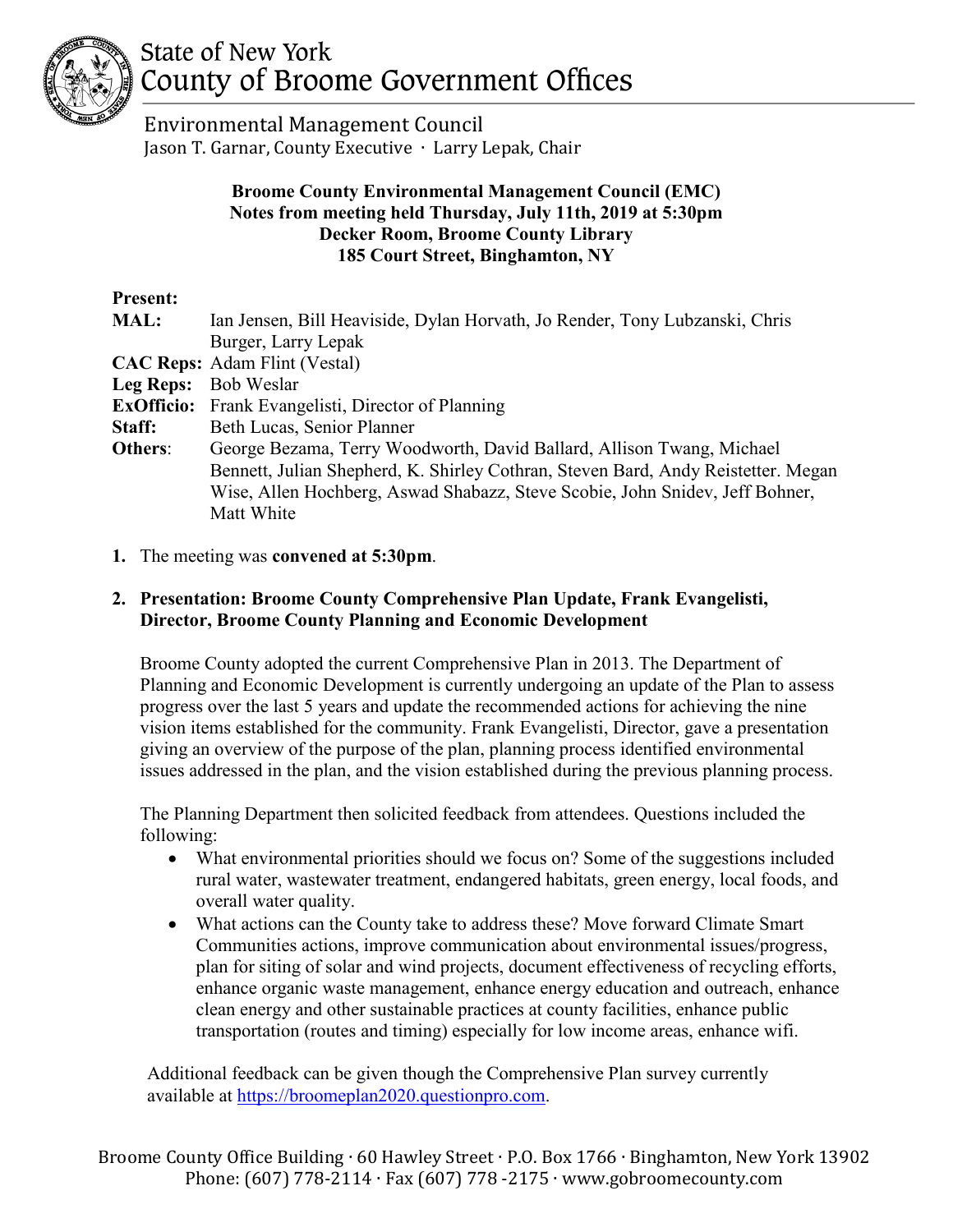# State of New York
# County of Broome Government Offices

Environmental Management Council
Jason T. Garnar, County Executive · Larry Lepak, Chair

**Broome County Environmental Management Council (EMC)**
**Notes from meeting held Thursday, July 11th, 2019 at 5:30pm**
**Decker Room, Broome County Library**
**185 Court Street, Binghamton, NY**

**Present:**

**MAL:** Ian Jensen, Bill Heaviside, Dylan Horvath, Jo Render, Tony Lubzanski, Chris Burger, Larry Lepak
**CAC Reps:** Adam Flint (Vestal)
**Leg Reps:** Bob Weslar
**ExOfficio:** Frank Evangelisti, Director of Planning
**Staff:** Beth Lucas, Senior Planner
**Others:** George Bezama, Terry Woodworth, David Ballard, Allison Twang, Michael Bennett, Julian Shepherd, K. Shirley Cothran, Steven Bard, Andy Reistetter. Megan Wise, Allen Hochberg, Aswad Shabazz, Steve Scobie, John Snidev, Jeff Bohner, Matt White

1. The meeting was **convened at 5:30pm**.

2. **Presentation: Broome County Comprehensive Plan Update, Frank Evangelisti, Director, Broome County Planning and Economic Development**

   Broome County adopted the current Comprehensive Plan in 2013. The Department of Planning and Economic Development is currently undergoing an update of the Plan to assess progress over the last 5 years and update the recommended actions for achieving the nine vision items established for the community. Frank Evangelisti, Director, gave a presentation giving an overview of the purpose of the plan, planning process identified environmental issues addressed in the plan, and the vision established during the previous planning process.

   The Planning Department then solicited feedback from attendees. Questions included the following:

   - What environmental priorities should we focus on? Some of the suggestions included rural water, wastewater treatment, endangered habitats, green energy, local foods, and overall water quality.
   - What actions can the County take to address these? Move forward Climate Smart Communities actions, improve communication about environmental issues/progress, plan for siting of solar and wind projects, document effectiveness of recycling efforts, enhance organic waste management, enhance energy education and outreach, enhance clean energy and other sustainable practices at county facilities, enhance public transportation (routes and timing) especially for low income areas, enhance wifi.

   Additional feedback can be given though the Comprehensive Plan survey currently available at https://broomeplan2020.questionpro.com.

Broome County Office Building · 60 Hawley Street · P.O. Box 1766 · Binghamton, New York 13902
Phone: (607) 778-2114 · Fax (607) 778 -2175 · www.gobroomecounty.com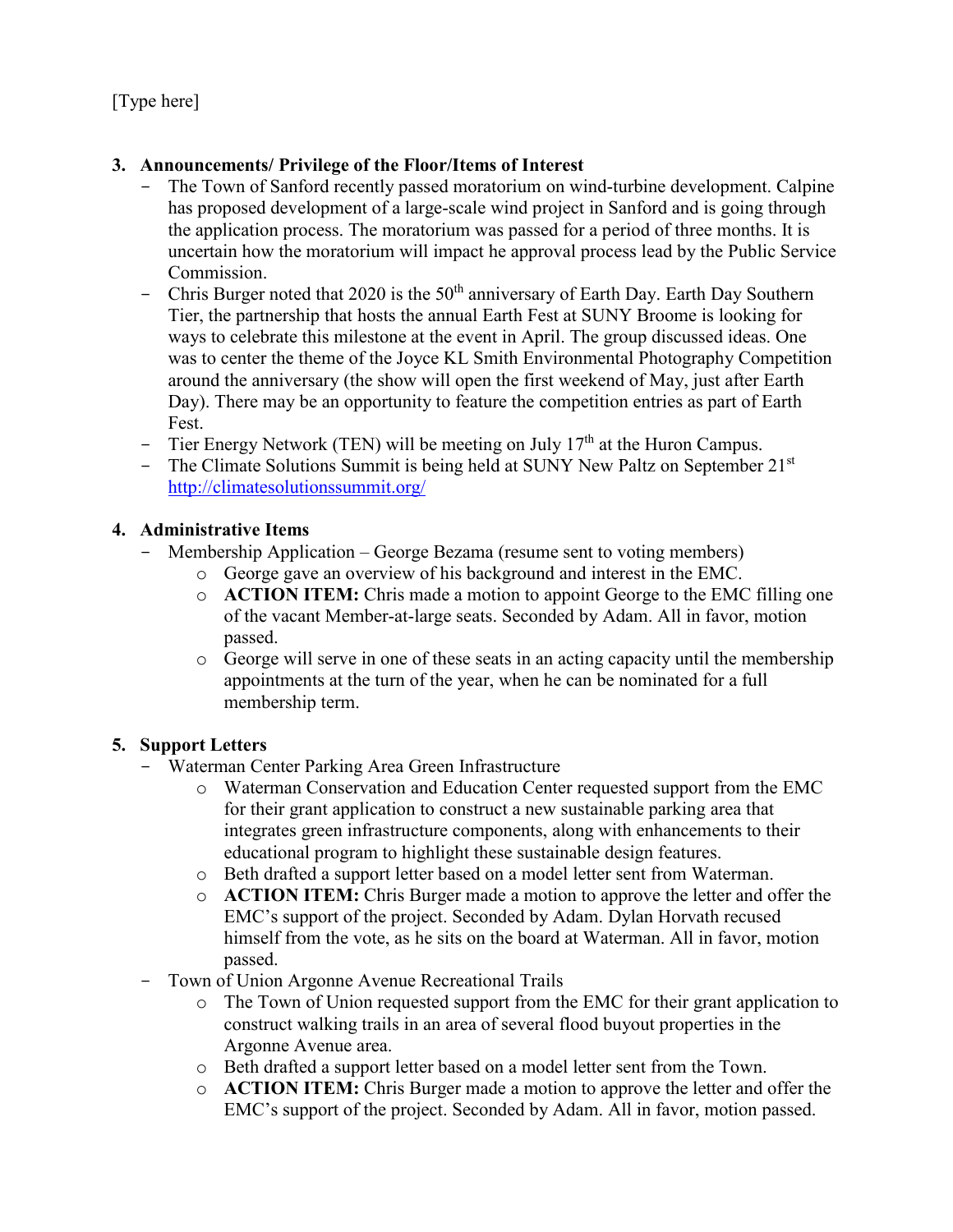[Type here]

**3. Announcements/ Privilege of the Floor/Items of Interest**

- The Town of Sanford recently passed moratorium on wind-turbine development. Calpine has proposed development of a large-scale wind project in Sanford and is going through the application process. The moratorium was passed for a period of three months. It is uncertain how the moratorium will impact he approval process lead by the Public Service Commission.
- Chris Burger noted that 2020 is the 50th anniversary of Earth Day. Earth Day Southern Tier, the partnership that hosts the annual Earth Fest at SUNY Broome is looking for ways to celebrate this milestone at the event in April. The group discussed ideas. One was to center the theme of the Joyce KL Smith Environmental Photography Competition around the anniversary (the show will open the first weekend of May, just after Earth Day). There may be an opportunity to feature the competition entries as part of Earth Fest.
- Tier Energy Network (TEN) will be meeting on July 17th at the Huron Campus.
- The Climate Solutions Summit is being held at SUNY New Paltz on September 21st http://climatesolutionssummit.org/

**4. Administrative Items**

- Membership Application – George Bezama (resume sent to voting members)
  - George gave an overview of his background and interest in the EMC.
  - **ACTION ITEM:** Chris made a motion to appoint George to the EMC filling one of the vacant Member-at-large seats. Seconded by Adam. All in favor, motion passed.
  - George will serve in one of these seats in an acting capacity until the membership appointments at the turn of the year, when he can be nominated for a full membership term.

**5. Support Letters**

- Waterman Center Parking Area Green Infrastructure
  - Waterman Conservation and Education Center requested support from the EMC for their grant application to construct a new sustainable parking area that integrates green infrastructure components, along with enhancements to their educational program to highlight these sustainable design features.
  - Beth drafted a support letter based on a model letter sent from Waterman.
  - **ACTION ITEM:** Chris Burger made a motion to approve the letter and offer the EMC's support of the project. Seconded by Adam. Dylan Horvath recused himself from the vote, as he sits on the board at Waterman. All in favor, motion passed.
- Town of Union Argonne Avenue Recreational Trails
  - The Town of Union requested support from the EMC for their grant application to construct walking trails in an area of several flood buyout properties in the Argonne Avenue area.
  - Beth drafted a support letter based on a model letter sent from the Town.
  - **ACTION ITEM:** Chris Burger made a motion to approve the letter and offer the EMC's support of the project. Seconded by Adam. All in favor, motion passed.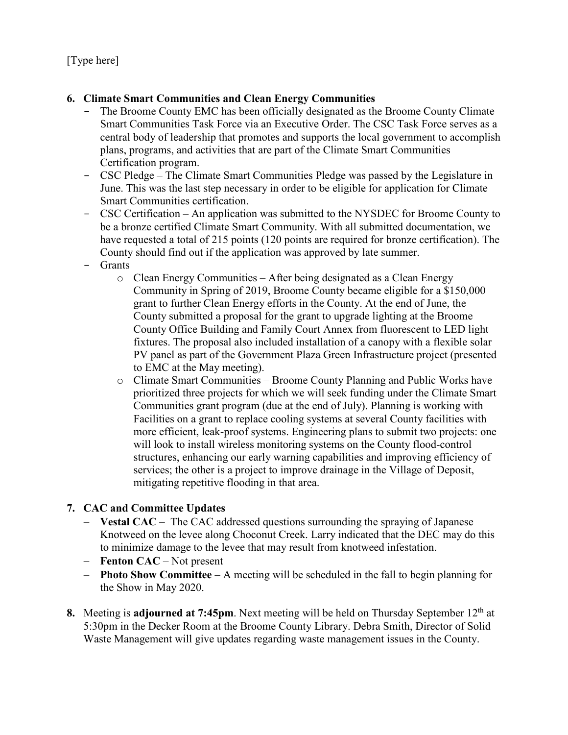[Type here]

**6. Climate Smart Communities and Clean Energy Communities**

- The Broome County EMC has been officially designated as the Broome County Climate Smart Communities Task Force via an Executive Order. The CSC Task Force serves as a central body of leadership that promotes and supports the local government to accomplish plans, programs, and activities that are part of the Climate Smart Communities Certification program.
- CSC Pledge – The Climate Smart Communities Pledge was passed by the Legislature in June. This was the last step necessary in order to be eligible for application for Climate Smart Communities certification.
- CSC Certification – An application was submitted to the NYSDEC for Broome County to be a bronze certified Climate Smart Community. With all submitted documentation, we have requested a total of 215 points (120 points are required for bronze certification). The County should find out if the application was approved by late summer.
- Grants
  - Clean Energy Communities – After being designated as a Clean Energy Community in Spring of 2019, Broome County became eligible for a $150,000 grant to further Clean Energy efforts in the County. At the end of June, the County submitted a proposal for the grant to upgrade lighting at the Broome County Office Building and Family Court Annex from fluorescent to LED light fixtures. The proposal also included installation of a canopy with a flexible solar PV panel as part of the Government Plaza Green Infrastructure project (presented to EMC at the May meeting).
  - Climate Smart Communities – Broome County Planning and Public Works have prioritized three projects for which we will seek funding under the Climate Smart Communities grant program (due at the end of July). Planning is working with Facilities on a grant to replace cooling systems at several County facilities with more efficient, leak-proof systems. Engineering plans to submit two projects: one will look to install wireless monitoring systems on the County flood-control structures, enhancing our early warning capabilities and improving efficiency of services; the other is a project to improve drainage in the Village of Deposit, mitigating repetitive flooding in that area.

**7. CAC and Committee Updates**

- **Vestal CAC** – The CAC addressed questions surrounding the spraying of Japanese Knotweed on the levee along Choconut Creek. Larry indicated that the DEC may do this to minimize damage to the levee that may result from knotweed infestation.
- **Fenton CAC** – Not present
- **Photo Show Committee** – A meeting will be scheduled in the fall to begin planning for the Show in May 2020.

**8.** Meeting is **adjourned at 7:45pm**. Next meeting will be held on Thursday September 12th at 5:30pm in the Decker Room at the Broome County Library. Debra Smith, Director of Solid Waste Management will give updates regarding waste management issues in the County.